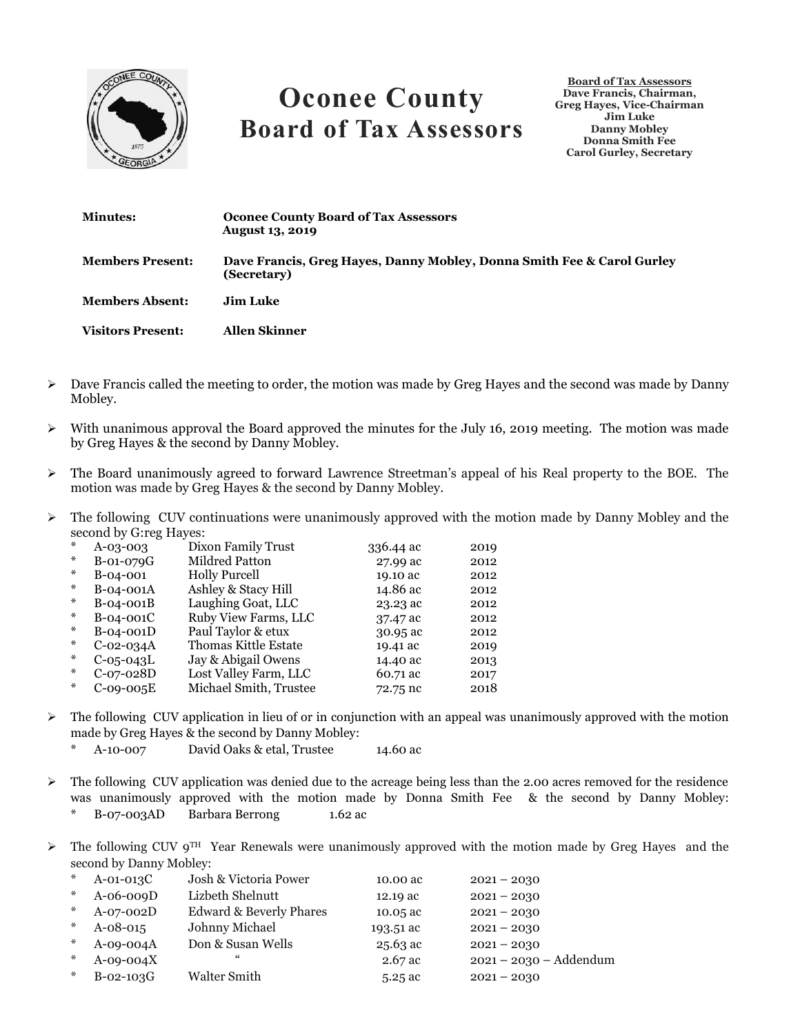# Oconee County Board of Tax Assessors

**Board of Tax Assessors**
**Dave Francis, Chairman,**
**Greg Hayes, Vice-Chairman**
**Jim Luke**
**Danny Mobley**
**Donna Smith Fee**
**Carol Gurley, Secretary**

| | |
|---|---|
| **Minutes:** | **Oconee County Board of Tax Assessors August 13, 2019** |
| **Members Present:** | **Dave Francis, Greg Hayes, Danny Mobley, Donna Smith Fee & Carol Gurley (Secretary)** |
| **Members Absent:** | **Jim Luke** |
| **Visitors Present:** | **Allen Skinner** |

- Dave Francis called the meeting to order, the motion was made by Greg Hayes and the second was made by Danny Mobley.

- With unanimous approval the Board approved the minutes for the July 16, 2019 meeting. The motion was made by Greg Hayes & the second by Danny Mobley.

- The Board unanimously agreed to forward Lawrence Streetman's appeal of his Real property to the BOE. The motion was made by Greg Hayes & the second by Danny Mobley.

- The following CUV continuations were unanimously approved with the motion made by Danny Mobley and the second by G:reg Hayes:

| | | | | |
|---|---|---|---|---|
| * | A-03-003 | Dixon Family Trust | 336.44 ac | 2019 |
| * | B-01-079G | Mildred Patton | 27.99 ac | 2012 |
| * | B-04-001 | Holly Purcell | 19.10 ac | 2012 |
| * | B-04-001A | Ashley & Stacy Hill | 14.86 ac | 2012 |
| * | B-04-001B | Laughing Goat, LLC | 23.23 ac | 2012 |
| * | B-04-001C | Ruby View Farms, LLC | 37.47 ac | 2012 |
| * | B-04-001D | Paul Taylor & etux | 30.95 ac | 2012 |
| * | C-02-034A | Thomas Kittle Estate | 19.41 ac | 2019 |
| * | C-05-043L | Jay & Abigail Owens | 14.40 ac | 2013 |
| * | C-07-028D | Lost Valley Farm, LLC | 60.71 ac | 2017 |
| * | C-09-005E | Michael Smith, Trustee | 72.75 nc | 2018 |

- The following CUV application in lieu of or in conjunction with an appeal was unanimously approved with the motion made by Greg Hayes & the second by Danny Mobley:
  - * A-10-007 David Oaks & etal, Trustee 14.60 ac

- The following CUV application was denied due to the acreage being less than the 2.00 acres removed for the residence was unanimously approved with the motion made by Donna Smith Fee & the second by Danny Mobley:
  - * B-07-003AD Barbara Berrong 1.62 ac

- The following CUV 9[TH] Year Renewals were unanimously approved with the motion made by Greg Hayes and the second by Danny Mobley:

| | | | | |
|---|---|---|---|---|
| * | A-01-013C | Josh & Victoria Power | 10.00 ac | 2021 – 2030 |
| * | A-06-009D | Lizbeth Shelnutt | 12.19 ac | 2021 – 2030 |
| * | A-07-002D | Edward & Beverly Phares | 10.05 ac | 2021 – 2030 |
| * | A-08-015 | Johnny Michael | 193.51 ac | 2021 – 2030 |
| * | A-09-004A | Don & Susan Wells | 25.63 ac | 2021 – 2030 |
| * | A-09-004X | " | 2.67 ac | 2021 – 2030 – Addendum |
| * | B-02-103G | Walter Smith | 5.25 ac | 2021 – 2030 |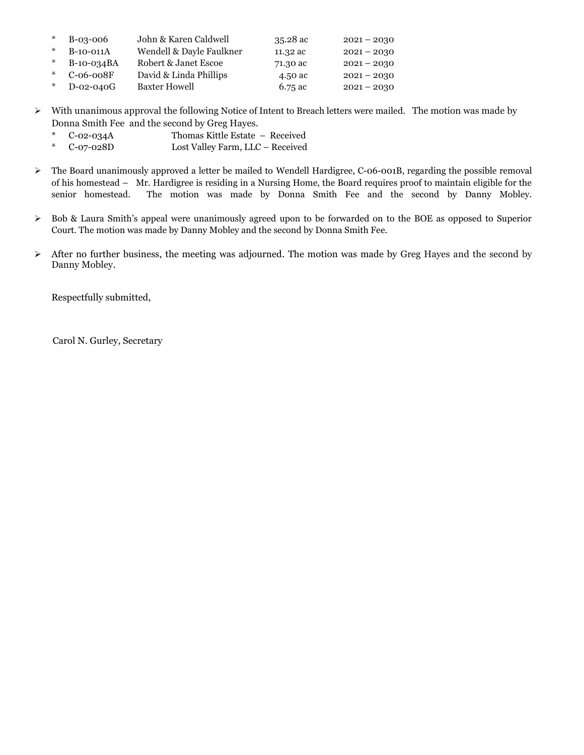- * B-03-006 John & Karen Caldwell 35.28 ac 2021 – 2030
- * B-10-011A Wendell & Dayle Faulkner 11.32 ac 2021 – 2030
- * B-10-034BA Robert & Janet Escoe 71.30 ac 2021 – 2030
- * C-06-008F David & Linda Phillips 4.50 ac 2021 – 2030
- * D-02-040G Baxter Howell 6.75 ac 2021 – 2030

➢ With unanimous approval the following Notice of Intent to Breach letters were mailed. The motion was made by Donna Smith Fee and the second by Greg Hayes.

- * C-02-034A Thomas Kittle Estate – Received
- * C-07-028D Lost Valley Farm, LLC – Received

➢ The Board unanimously approved a letter be mailed to Wendell Hardigree, C-06-001B, regarding the possible removal of his homestead – Mr. Hardigree is residing in a Nursing Home, the Board requires proof to maintain eligible for the senior homestead. The motion was made by Donna Smith Fee and the second by Danny Mobley.

➢ Bob & Laura Smith's appeal were unanimously agreed upon to be forwarded on to the BOE as opposed to Superior Court. The motion was made by Danny Mobley and the second by Donna Smith Fee.

➢ After no further business, the meeting was adjourned. The motion was made by Greg Hayes and the second by Danny Mobley.

Respectfully submitted,

Carol N. Gurley, Secretary